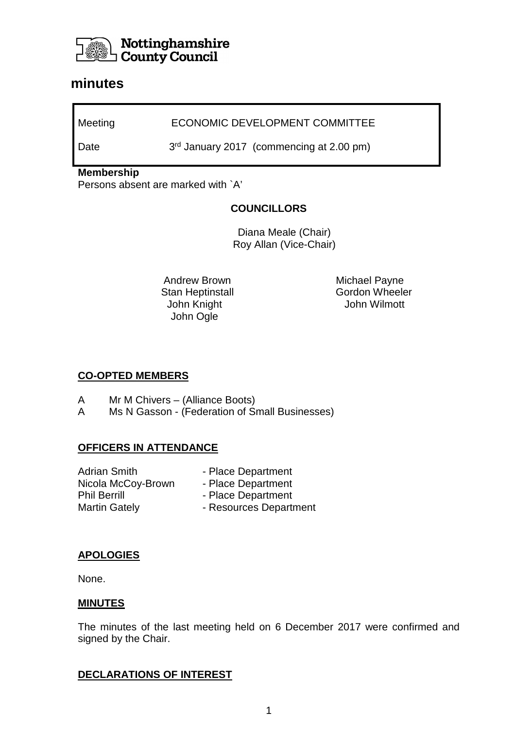Nottinghamshire County Council

# minutes

| Meeting | ECONOMIC DEVELOPMENT COMMITTEE |
| --- | --- |
| Date | 3rd January 2017 (commencing at 2.00 pm) |

**Membership**
Persons absent are marked with `A'

**COUNCILLORS**

Diana Meale (Chair)
Roy Allan (Vice-Chair)

Andrew Brown
Stan Heptinstall
John Knight
John Ogle
Michael Payne
Gordon Wheeler
John Wilmott

## CO-OPTED MEMBERS

A Mr M Chivers – (Alliance Boots)
A Ms N Gasson - (Federation of Small Businesses)

## OFFICERS IN ATTENDANCE

| | |
| --- | --- |
| Adrian Smith | - Place Department |
| Nicola McCoy-Brown | - Place Department |
| Phil Berrill | - Place Department |
| Martin Gately | - Resources Department |

## APOLOGIES

None.

## MINUTES

The minutes of the last meeting held on 6 December 2017 were confirmed and signed by the Chair.

## DECLARATIONS OF INTEREST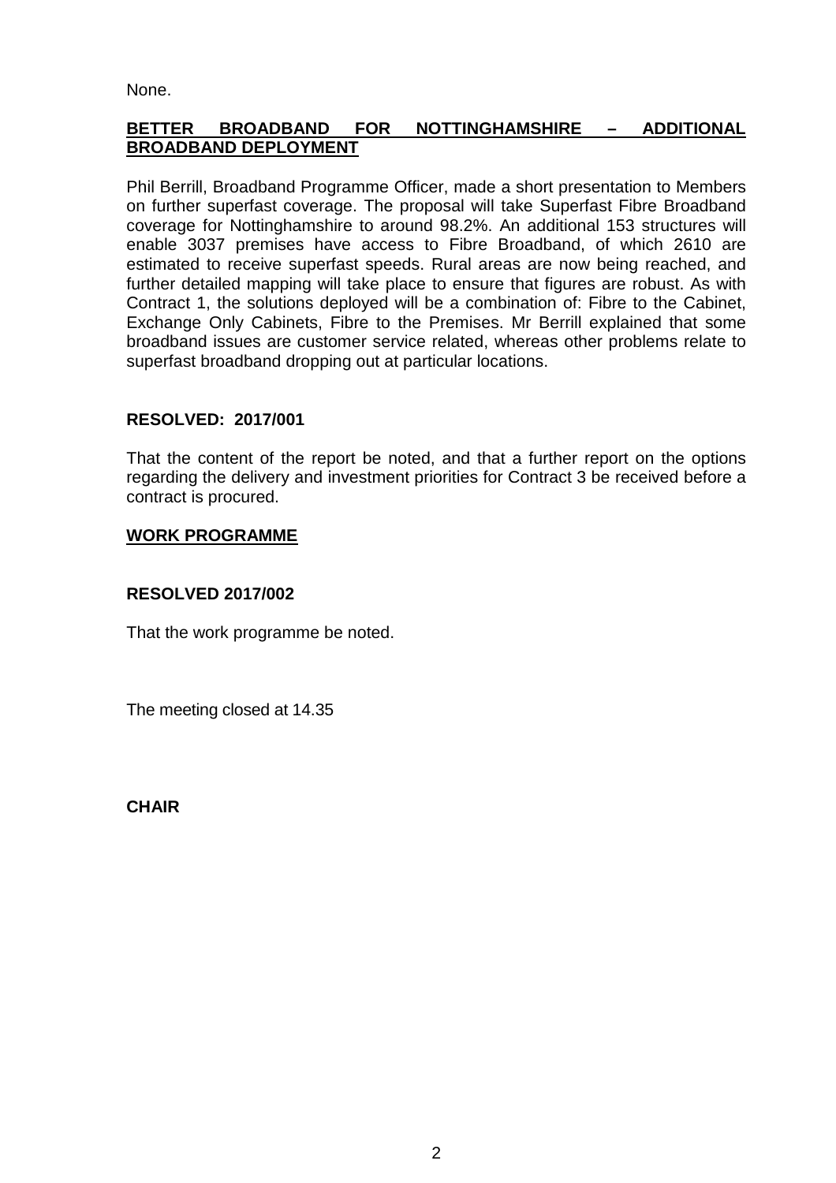None.

**BETTER BROADBAND FOR NOTTINGHAMSHIRE – ADDITIONAL BROADBAND DEPLOYMENT**

Phil Berrill, Broadband Programme Officer, made a short presentation to Members on further superfast coverage. The proposal will take Superfast Fibre Broadband coverage for Nottinghamshire to around 98.2%. An additional 153 structures will enable 3037 premises have access to Fibre Broadband, of which 2610 are estimated to receive superfast speeds. Rural areas are now being reached, and further detailed mapping will take place to ensure that figures are robust. As with Contract 1, the solutions deployed will be a combination of: Fibre to the Cabinet, Exchange Only Cabinets, Fibre to the Premises. Mr Berrill explained that some broadband issues are customer service related, whereas other problems relate to superfast broadband dropping out at particular locations.

**RESOLVED: 2017/001**

That the content of the report be noted, and that a further report on the options regarding the delivery and investment priorities for Contract 3 be received before a contract is procured.

**WORK PROGRAMME**

**RESOLVED 2017/002**

That the work programme be noted.

The meeting closed at 14.35

**CHAIR**